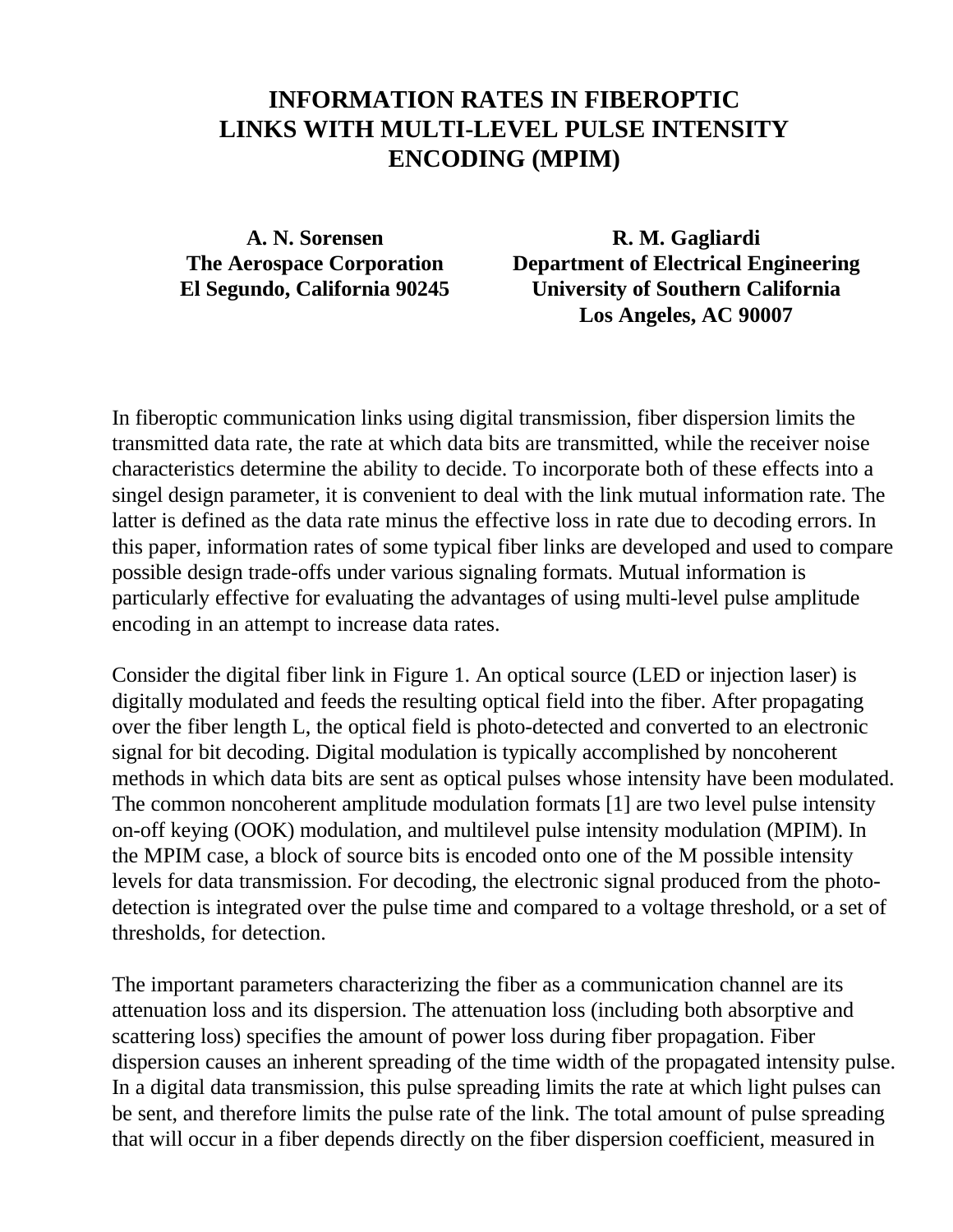# INFORMATION RATES IN FIBEROPTIC LINKS WITH MULTI-LEVEL PULSE INTENSITY ENCODING (MPIM)

**A. N. Sorensen**
**The Aerospace Corporation**
**El Segundo, California 90245**

**R. M. Gagliardi**
**Department of Electrical Engineering**
**University of Southern California**
**Los Angeles, AC 90007**

In fiberoptic communication links using digital transmission, fiber dispersion limits the transmitted data rate, the rate at which data bits are transmitted, while the receiver noise characteristics determine the ability to decide. To incorporate both of these effects into a singel design parameter, it is convenient to deal with the link mutual information rate. The latter is defined as the data rate minus the effective loss in rate due to decoding errors. In this paper, information rates of some typical fiber links are developed and used to compare possible design trade-offs under various signaling formats. Mutual information is particularly effective for evaluating the advantages of using multi-level pulse amplitude encoding in an attempt to increase data rates.

Consider the digital fiber link in Figure 1. An optical source (LED or injection laser) is digitally modulated and feeds the resulting optical field into the fiber. After propagating over the fiber length L, the optical field is photo-detected and converted to an electronic signal for bit decoding. Digital modulation is typically accomplished by noncoherent methods in which data bits are sent as optical pulses whose intensity have been modulated. The common noncoherent amplitude modulation formats [1] are two level pulse intensity on-off keying (OOK) modulation, and multilevel pulse intensity modulation (MPIM). In the MPIM case, a block of source bits is encoded onto one of the M possible intensity levels for data transmission. For decoding, the electronic signal produced from the photo-detection is integrated over the pulse time and compared to a voltage threshold, or a set of thresholds, for detection.

The important parameters characterizing the fiber as a communication channel are its attenuation loss and its dispersion. The attenuation loss (including both absorptive and scattering loss) specifies the amount of power loss during fiber propagation. Fiber dispersion causes an inherent spreading of the time width of the propagated intensity pulse. In a digital data transmission, this pulse spreading limits the rate at which light pulses can be sent, and therefore limits the pulse rate of the link. The total amount of pulse spreading that will occur in a fiber depends directly on the fiber dispersion coefficient, measured in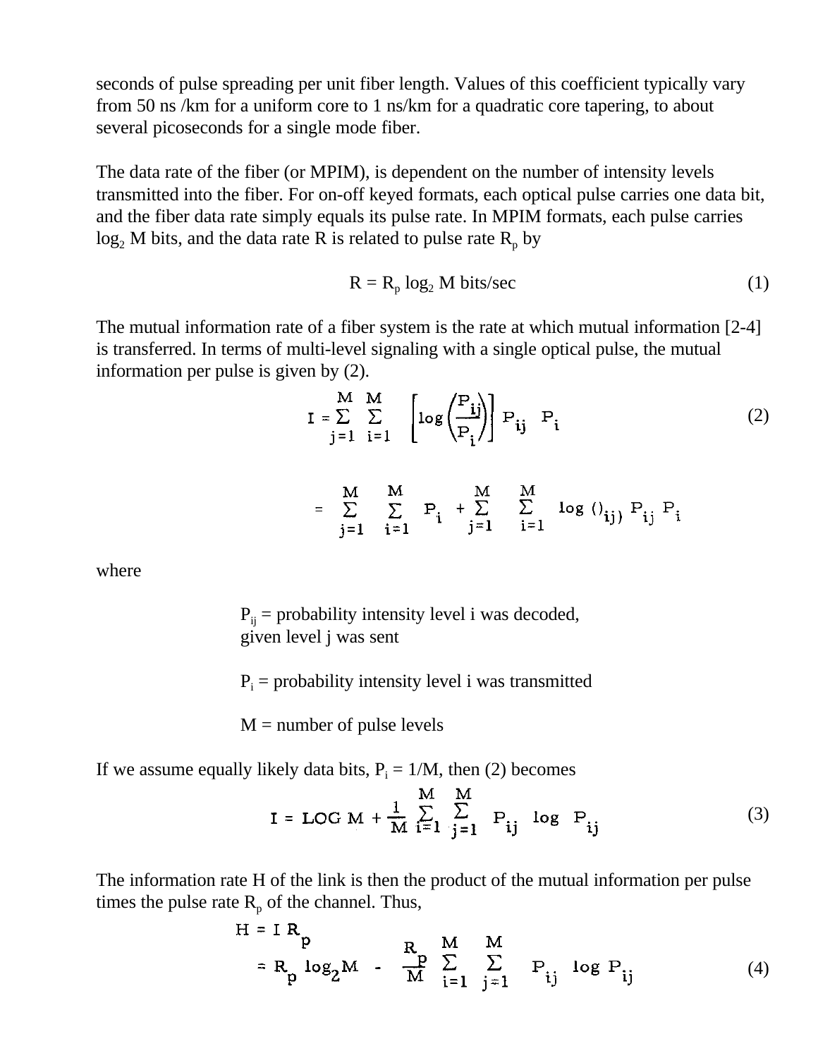seconds of pulse spreading per unit fiber length. Values of this coefficient typically vary from 50 ns /km for a uniform core to 1 ns/km for a quadratic core tapering, to about several picoseconds for a single mode fiber.

The data rate of the fiber (or MPIM), is dependent on the number of intensity levels transmitted into the fiber. For on-off keyed formats, each optical pulse carries one data bit, and the fiber data rate simply equals its pulse rate. In MPIM formats, each pulse carries $\log_2 M$ bits, and the data rate R is related to pulse rate $R_p$ by

$$R = R_p \log_2 M \text{ bits/sec} \tag{1}$$

The mutual information rate of a fiber system is the rate at which mutual information [2-4] is transferred. In terms of multi-level signaling with a single optical pulse, the mutual information per pulse is given by (2).

$$I = \sum_{j=1}^{M} \sum_{i=1}^{M} \left[ \log\left(\frac{P_{ij}}{P_i}\right) \right] P_{ij} \ P_i \tag{2}$$

$$= \sum_{j=1}^{M} \sum_{i=1}^{M} P_i + \sum_{j=1}^{M} \sum_{i=1}^{M} \log\,()_{ij})\ P_{ij}\ P_i$$

where

$P_{ij}$ = probability intensity level i was decoded, given level j was sent

$P_i$ = probability intensity level i was transmitted

M = number of pulse levels

If we assume equally likely data bits, $P_i = 1/M$, then (2) becomes

$$I = \text{LOG } M + \frac{1}{M} \sum_{i=1}^{M} \sum_{j=1}^{M} P_{ij} \ \log \ P_{ij} \tag{3}$$

The information rate H of the link is then the product of the mutual information per pulse times the pulse rate $R_p$ of the channel. Thus,

$$H = I \, R_p$$

$$= R_p \log_2 M - \frac{R_p}{M} \sum_{i=1}^{M} \sum_{j=1}^{M} P_{ij} \ \log \ P_{ij} \tag{4}$$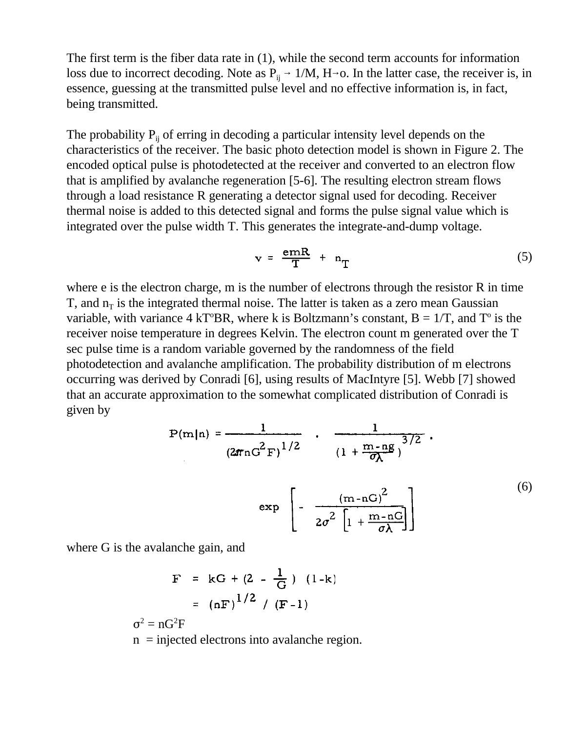The first term is the fiber data rate in (1), while the second term accounts for information loss due to incorrect decoding. Note as $P_{ij} \rightarrow 1/M$, $H \rightarrow o$. In the latter case, the receiver is, in essence, guessing at the transmitted pulse level and no effective information is, in fact, being transmitted.

The probability $P_{ij}$ of erring in decoding a particular intensity level depends on the characteristics of the receiver. The basic photo detection model is shown in Figure 2. The encoded optical pulse is photodetected at the receiver and converted to an electron flow that is amplified by avalanche regeneration [5-6]. The resulting electron stream flows through a load resistance R generating a detector signal used for decoding. Receiver thermal noise is added to this detected signal and forms the pulse signal value which is integrated over the pulse width T. This generates the integrate-and-dump voltage.

$$v = \frac{emR}{T} + n_T \tag{5}$$

where e is the electron charge, m is the number of electrons through the resistor R in time T, and $n_T$ is the integrated thermal noise. The latter is taken as a zero mean Gaussian variable, with variance $4\,kT^oBR$, where k is Boltzmann's constant, $B = 1/T$, and $T^o$ is the receiver noise temperature in degrees Kelvin. The electron count m generated over the T sec pulse time is a random variable governed by the randomness of the field photodetection and avalanche amplification. The probability distribution of m electrons occurring was derived by Conradi [6], using results of MacIntyre [5]. Webb [7] showed that an accurate approximation to the somewhat complicated distribution of Conradi is given by

$$P(m|n) = \frac{1}{(2\pi nG^2F)^{1/2}} \cdot \frac{1}{\left(1 + \frac{m-ng}{\sigma\lambda}\right)^{3/2}} \cdot \exp\left[-\frac{(m-nG)^2}{2\sigma^2\left[1 + \frac{m-nG}{\sigma\lambda}\right]}\right] \tag{6}$$

where G is the avalanche gain, and

$$F = kG + \left(2 - \frac{1}{G}\right)(1-k)$$

$$= (nF)^{1/2} / (F-1)$$

$\sigma^2 = nG^2F$

n = injected electrons into avalanche region.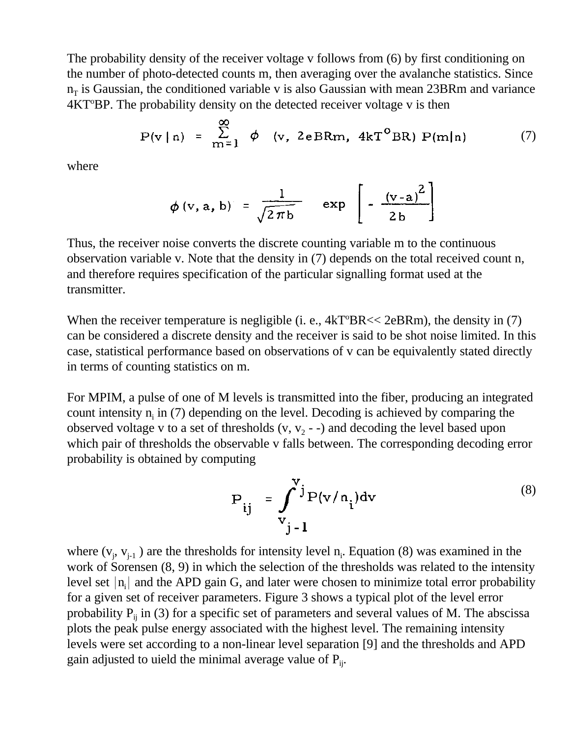The probability density of the receiver voltage v follows from (6) by first conditioning on the number of photo-detected counts m, then averaging over the avalanche statistics. Since $n_T$ is Gaussian, the conditioned variable v is also Gaussian with mean 23BRm and variance $4KT^oBP$. The probability density on the detected receiver voltage v is then

$$P(v \mid n) = \sum_{m=1}^{\infty} \phi \left(v,\ 2eBRm,\ 4kT^{o}BR\right) P(m|n) \tag{7}$$

where

$$\phi(v, a, b) = \frac{1}{\sqrt{2\pi b}} \exp\left[-\frac{(v-a)^2}{2b}\right]$$

Thus, the receiver noise converts the discrete counting variable m to the continuous observation variable v. Note that the density in (7) depends on the total received count n, and therefore requires specification of the particular signalling format used at the transmitter.

When the receiver temperature is negligible (i. e., $4kT^oBR << 2eBRm$), the density in (7) can be considered a discrete density and the receiver is said to be shot noise limited. In this case, statistical performance based on observations of v can be equivalently stated directly in terms of counting statistics on m.

For MPIM, a pulse of one of M levels is transmitted into the fiber, producing an integrated count intensity $n_i$ in (7) depending on the level. Decoding is achieved by comparing the observed voltage v to a set of thresholds ($v$, $v_2$ - -) and decoding the level based upon which pair of thresholds the observable v falls between. The corresponding decoding error probability is obtained by computing

$$P_{ij} = \int_{v_{j-1}}^{v_j} P(v/n_i)dv \tag{8}$$

where ($v_j$, $v_{j-1}$ ) are the thresholds for intensity level $n_i$. Equation (8) was examined in the work of Sorensen (8, 9) in which the selection of the thresholds was related to the intensity level set $|n_i|$ and the APD gain G, and later were chosen to minimize total error probability for a given set of receiver parameters. Figure 3 shows a typical plot of the level error probability $P_{ij}$ in (3) for a specific set of parameters and several values of M. The abscissa plots the peak pulse energy associated with the highest level. The remaining intensity levels were set according to a non-linear level separation [9] and the thresholds and APD gain adjusted to uield the minimal average value of $P_{ij}$.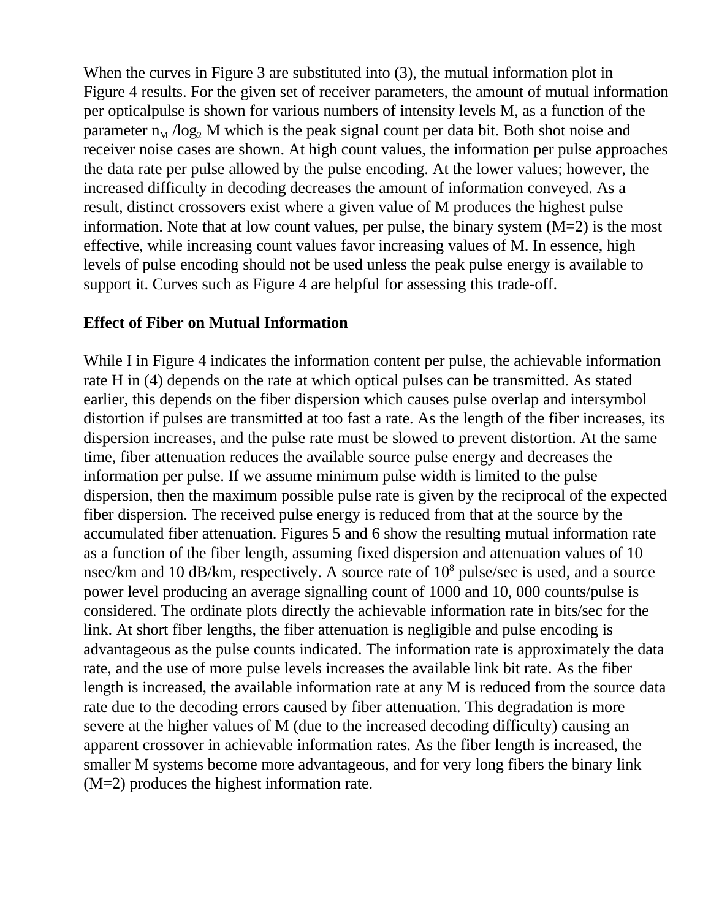When the curves in Figure 3 are substituted into (3), the mutual information plot in Figure 4 results. For the given set of receiver parameters, the amount of mutual information per opticalpulse is shown for various numbers of intensity levels M, as a function of the parameter $n_M / \log_2 M$ which is the peak signal count per data bit. Both shot noise and receiver noise cases are shown. At high count values, the information per pulse approaches the data rate per pulse allowed by the pulse encoding. At the lower values; however, the increased difficulty in decoding decreases the amount of information conveyed. As a result, distinct crossovers exist where a given value of M produces the highest pulse information. Note that at low count values, per pulse, the binary system (M=2) is the most effective, while increasing count values favor increasing values of M. In essence, high levels of pulse encoding should not be used unless the peak pulse energy is available to support it. Curves such as Figure 4 are helpful for assessing this trade-off.

**Effect of Fiber on Mutual Information**

While I in Figure 4 indicates the information content per pulse, the achievable information rate H in (4) depends on the rate at which optical pulses can be transmitted. As stated earlier, this depends on the fiber dispersion which causes pulse overlap and intersymbol distortion if pulses are transmitted at too fast a rate. As the length of the fiber increases, its dispersion increases, and the pulse rate must be slowed to prevent distortion. At the same time, fiber attenuation reduces the available source pulse energy and decreases the information per pulse. If we assume minimum pulse width is limited to the pulse dispersion, then the maximum possible pulse rate is given by the reciprocal of the expected fiber dispersion. The received pulse energy is reduced from that at the source by the accumulated fiber attenuation. Figures 5 and 6 show the resulting mutual information rate as a function of the fiber length, assuming fixed dispersion and attenuation values of 10 nsec/km and 10 dB/km, respectively. A source rate of $10^8$ pulse/sec is used, and a source power level producing an average signalling count of 1000 and 10, 000 counts/pulse is considered. The ordinate plots directly the achievable information rate in bits/sec for the link. At short fiber lengths, the fiber attenuation is negligible and pulse encoding is advantageous as the pulse counts indicated. The information rate is approximately the data rate, and the use of more pulse levels increases the available link bit rate. As the fiber length is increased, the available information rate at any M is reduced from the source data rate due to the decoding errors caused by fiber attenuation. This degradation is more severe at the higher values of M (due to the increased decoding difficulty) causing an apparent crossover in achievable information rates. As the fiber length is increased, the smaller M systems become more advantageous, and for very long fibers the binary link (M=2) produces the highest information rate.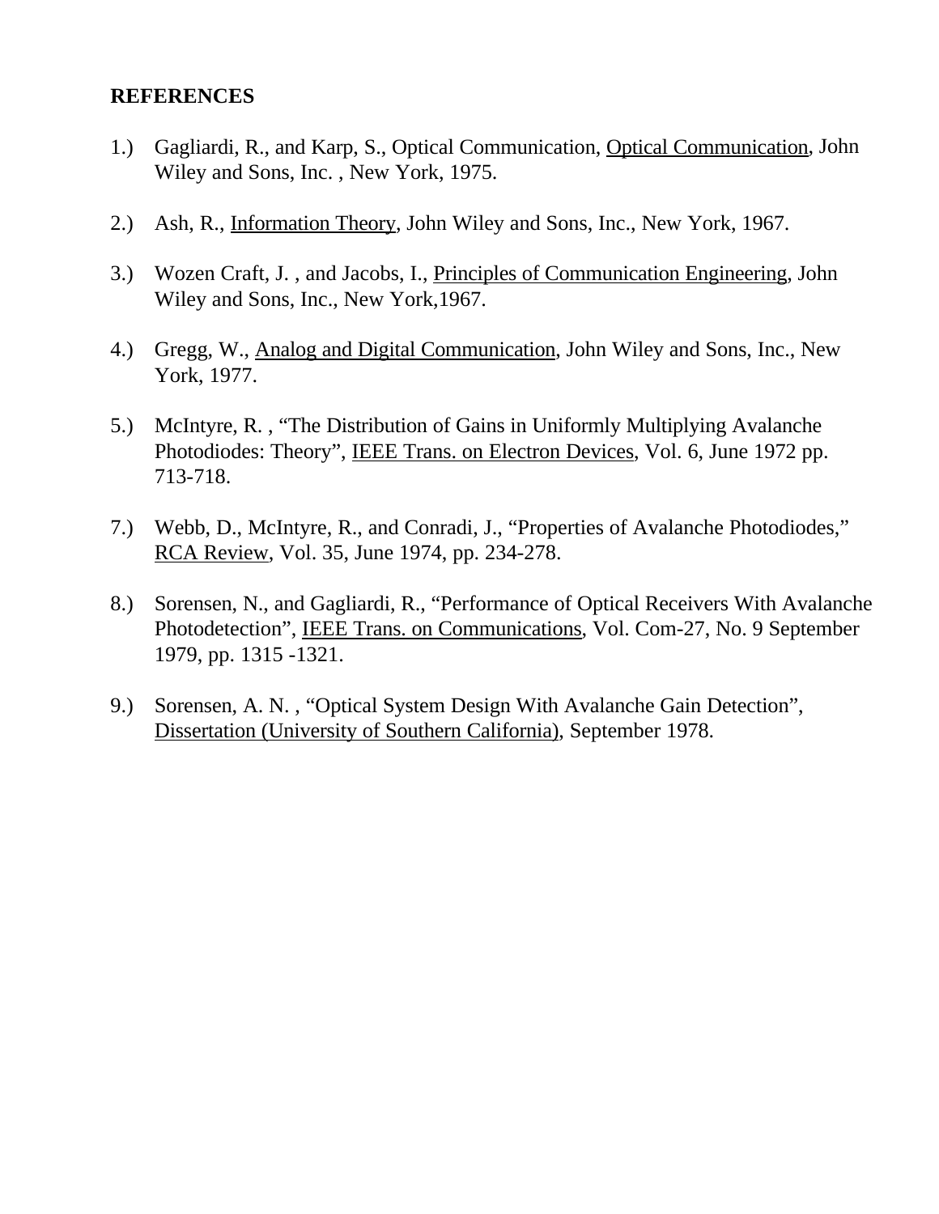**REFERENCES**

1.) Gagliardi, R., and Karp, S., Optical Communication, <u>Optical Communication</u>, John Wiley and Sons, Inc. , New York, 1975.

2.) Ash, R., <u>Information Theory</u>, John Wiley and Sons, Inc., New York, 1967.

3.) Wozen Craft, J. , and Jacobs, I., <u>Principles of Communication Engineering</u>, John Wiley and Sons, Inc., New York,1967.

4.) Gregg, W., <u>Analog and Digital Communication</u>, John Wiley and Sons, Inc., New York, 1977.

5.) McIntyre, R. , “The Distribution of Gains in Uniformly Multiplying Avalanche Photodiodes: Theory”, <u>IEEE Trans. on Electron Devices</u>, Vol. 6, June 1972 pp. 713-718.

7.) Webb, D., McIntyre, R., and Conradi, J., “Properties of Avalanche Photodiodes,” <u>RCA Review</u>, Vol. 35, June 1974, pp. 234-278.

8.) Sorensen, N., and Gagliardi, R., “Performance of Optical Receivers With Avalanche Photodetection”, <u>IEEE Trans. on Communications</u>, Vol. Com-27, No. 9 September 1979, pp. 1315 -1321.

9.) Sorensen, A. N. , “Optical System Design With Avalanche Gain Detection”, <u>Dissertation (University of Southern California)</u>, September 1978.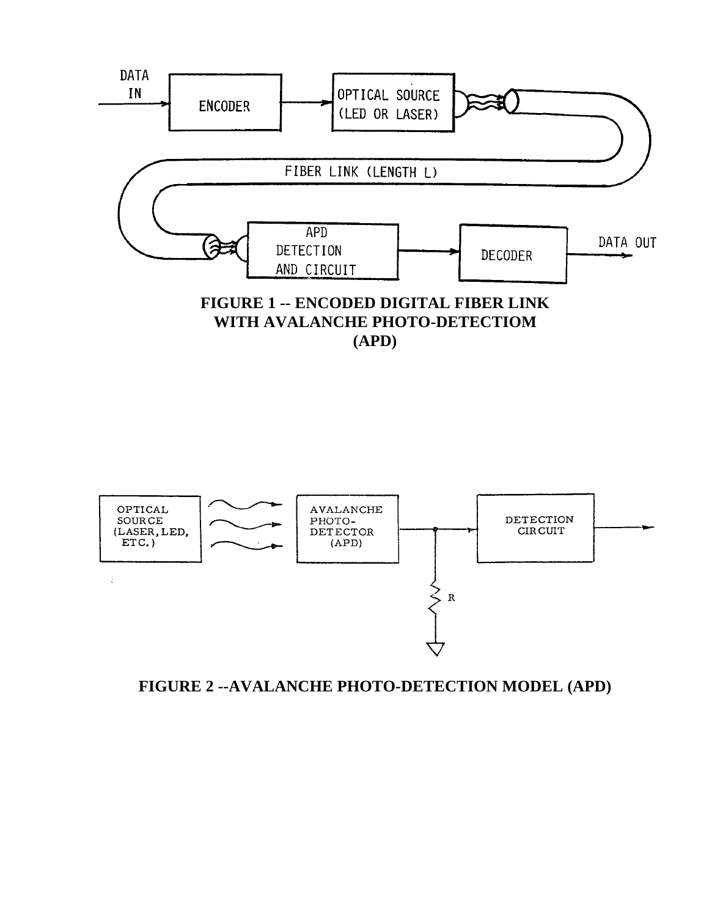DATA IN

ENCODER

OPTICAL SOURCE (LED OR LASER)

FIBER LINK (LENGTH L)

APD DETECTION AND CIRCUIT

DECODER

DATA OUT

**FIGURE 1 -- ENCODED DIGITAL FIBER LINK WITH AVALANCHE PHOTO-DETECTIOM (APD)**

OPTICAL SOURCE (LASER, LED, ETC.)

AVALANCHE PHOTO-DETECTOR (APD)

DETECTION CIRCUIT

R

**FIGURE 2 --AVALANCHE PHOTO-DETECTION MODEL (APD)**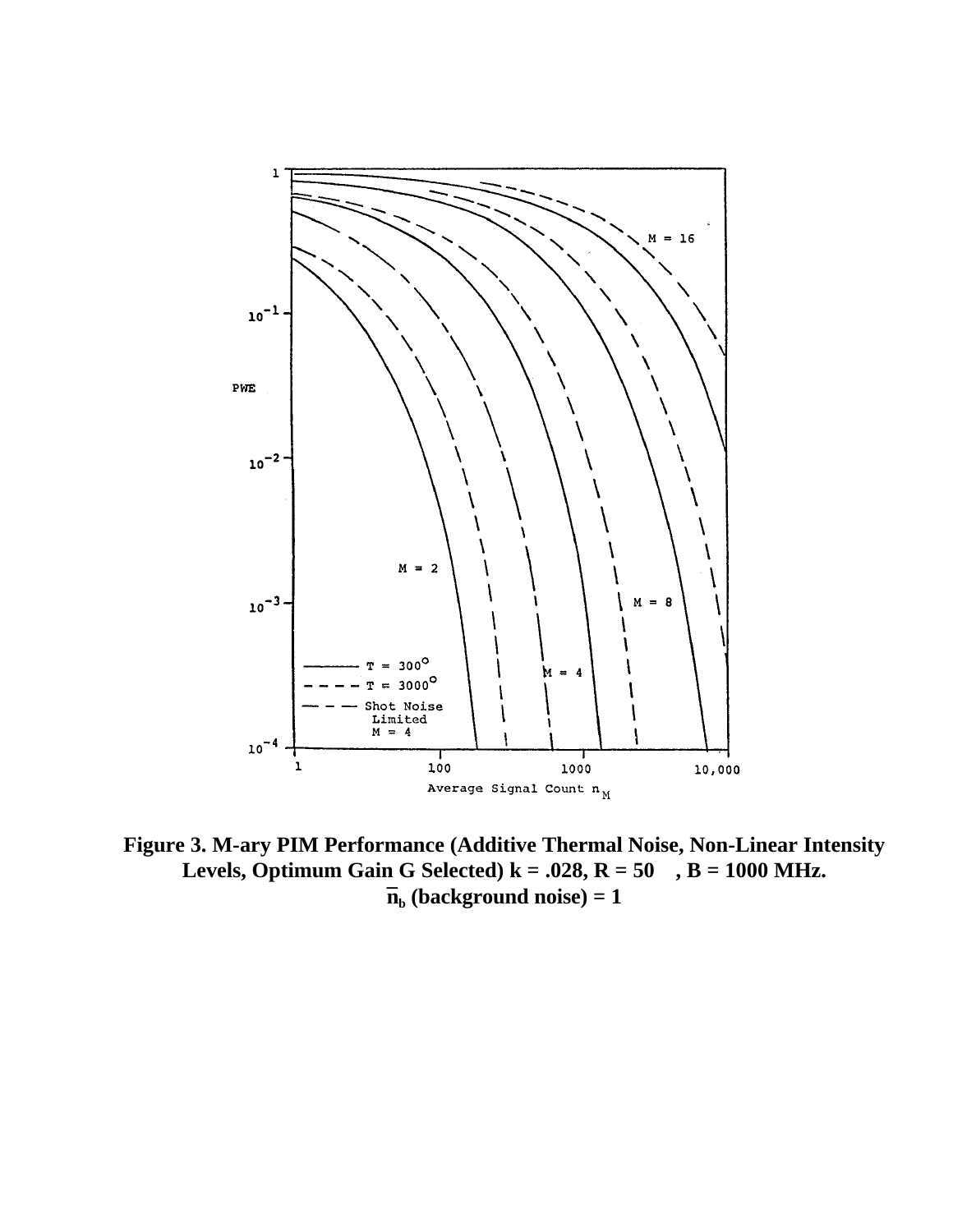**Figure 3. M-ary PIM Performance (Additive Thermal Noise, Non-Linear Intensity Levels, Optimum Gain G Selected) k = .028, R = 50 , B = 1000 MHz.**
**$\bar{n}_b$ (background noise) = 1**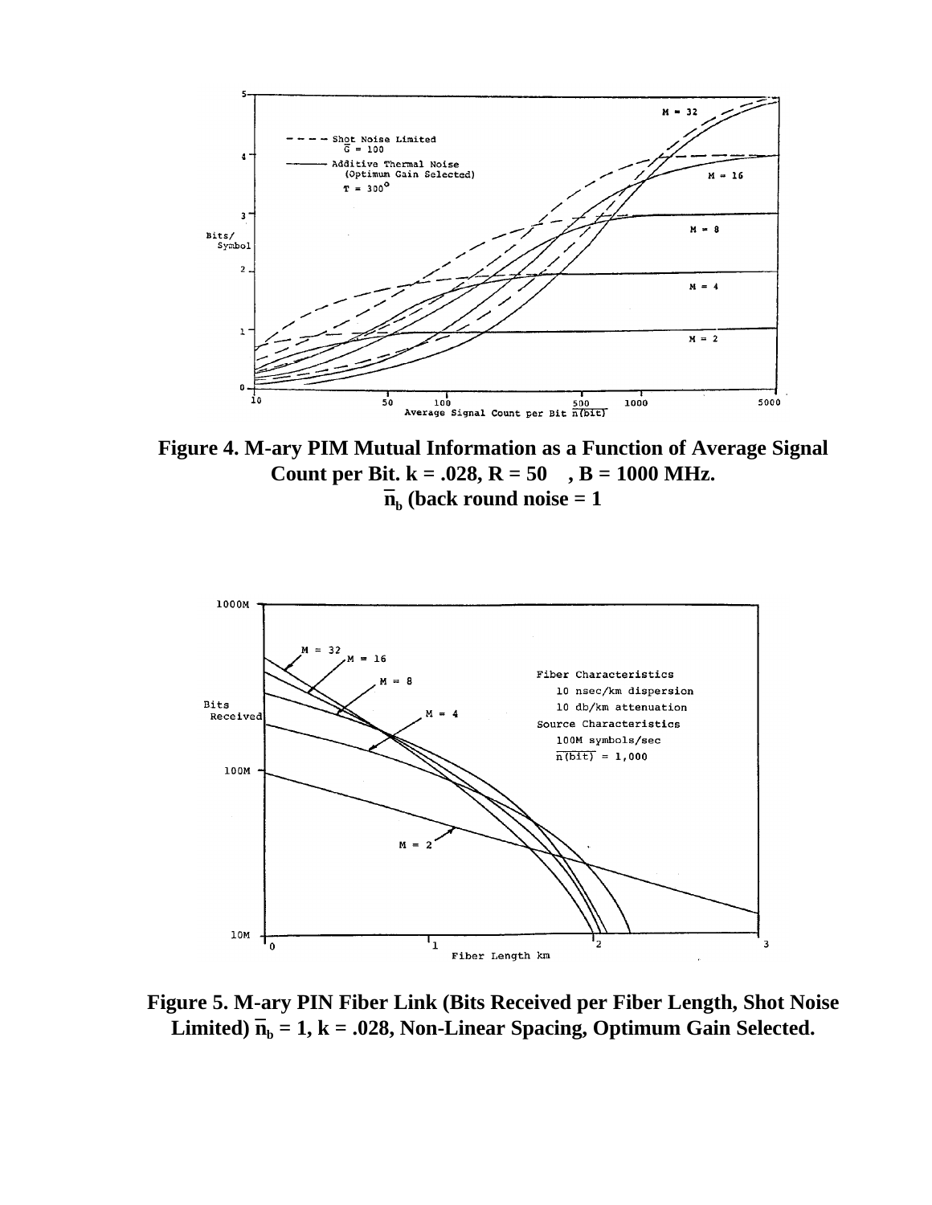**Figure 4. M-ary PIM Mutual Information as a Function of Average Signal Count per Bit. k = .028, R = 50 , B = 1000 MHz. $\overline{n}_b$ (back round noise = 1**

**Figure 5. M-ary PIN Fiber Link (Bits Received per Fiber Length, Shot Noise Limited) $\overline{n}_b$ = 1, k = .028, Non-Linear Spacing, Optimum Gain Selected.**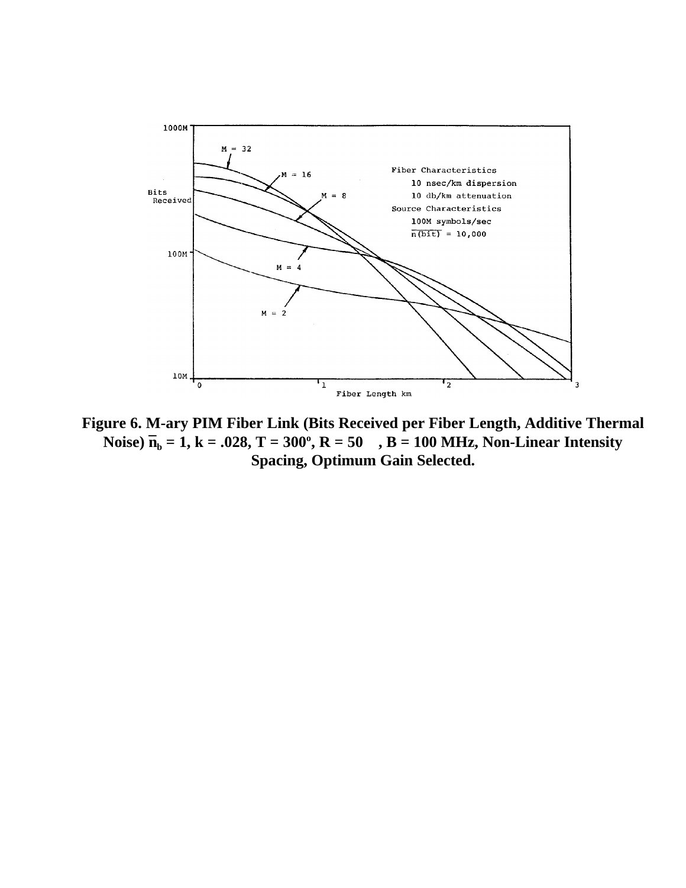1000M

M = 32

M = 16

M = 8

Bits
Received

Fiber Characteristics
10 nsec/km dispersion
10 db/km attenuation
Source Characteristics
100M symbols/sec
$\overline{n(\text{bit})}$ = 10,000

100M

M = 4

M = 2

10M

0

1

2

3

Fiber Length km

**Figure 6. M-ary PIM Fiber Link (Bits Received per Fiber Length, Additive Thermal Noise) $\bar{n}_b = 1$, k = .028, T = 300º, R = 50 , B = 100 MHz, Non-Linear Intensity Spacing, Optimum Gain Selected.**